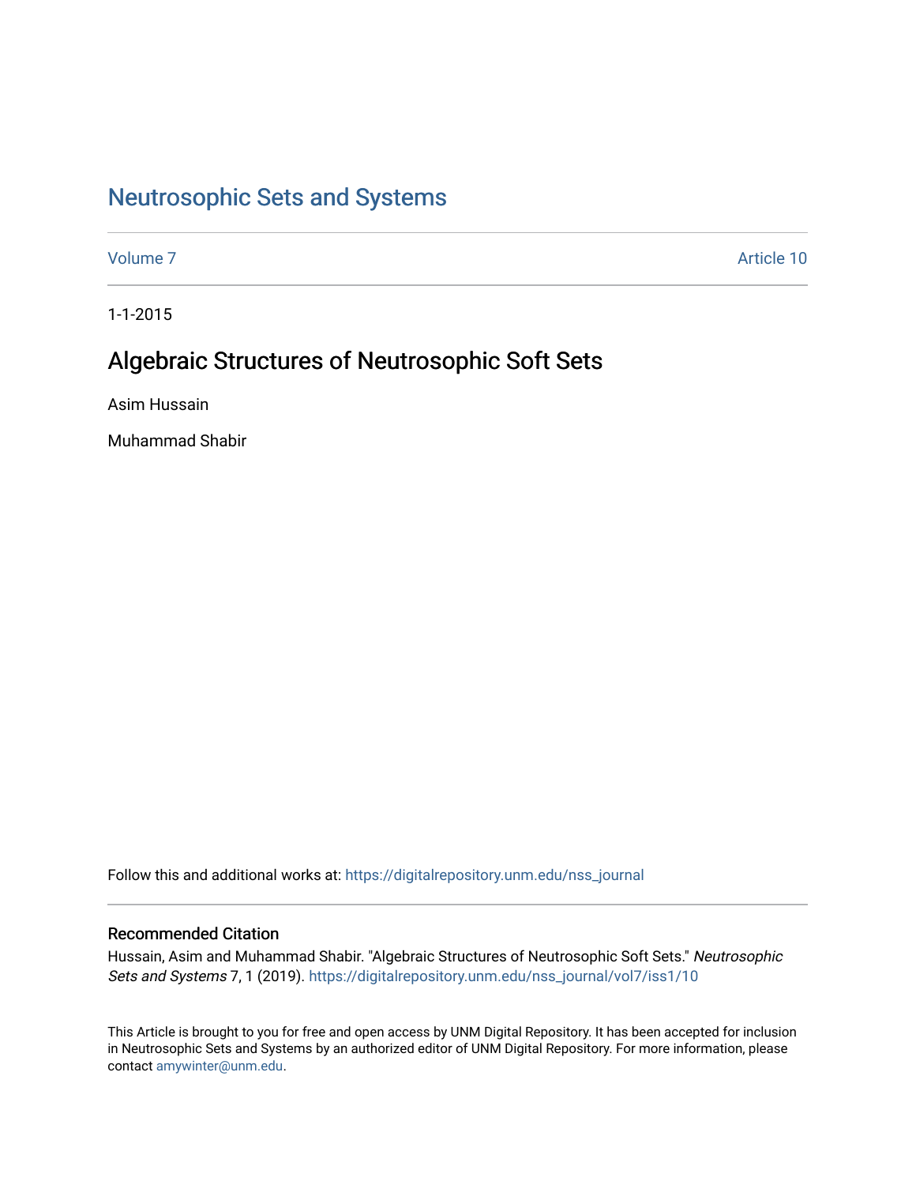# Neutrosophic Sets and Systems

Volume 7 | Article 10

1-1-2015

## Algebraic Structures of Neutrosophic Soft Sets

Asim Hussain

Muhammad Shabir

Follow this and additional works at: https://digitalrepository.unm.edu/nss_journal

### Recommended Citation

Hussain, Asim and Muhammad Shabir. "Algebraic Structures of Neutrosophic Soft Sets." *Neutrosophic Sets and Systems* 7, 1 (2019). https://digitalrepository.unm.edu/nss_journal/vol7/iss1/10

This Article is brought to you for free and open access by UNM Digital Repository. It has been accepted for inclusion in Neutrosophic Sets and Systems by an authorized editor of UNM Digital Repository. For more information, please contact amywinter@unm.edu.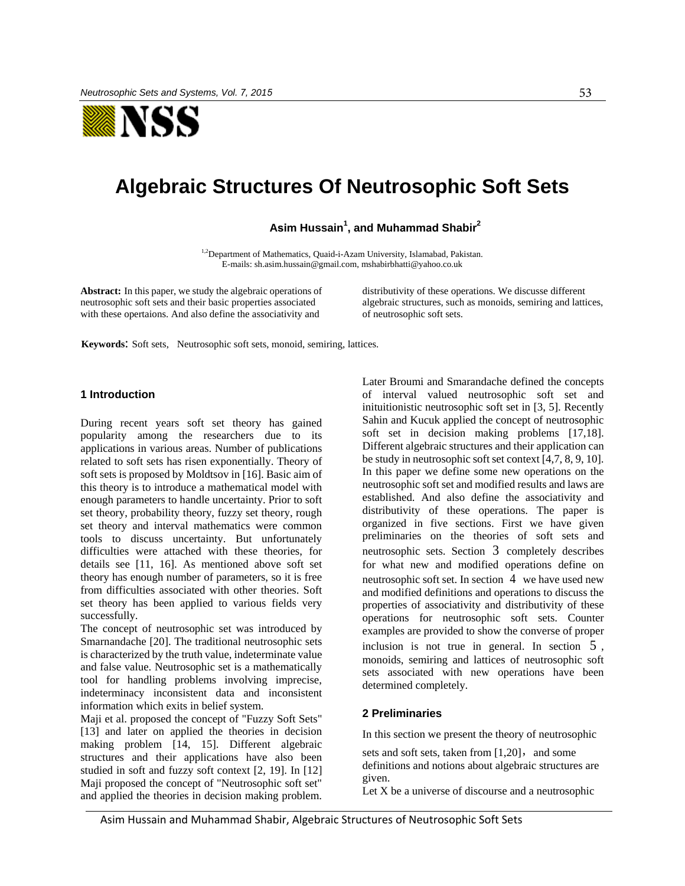# Algebraic Structures Of Neutrosophic Soft Sets

**Asim Hussain[1], and Muhammad Shabir[2]**

[1,2]Department of Mathematics, Quaid-i-Azam University, Islamabad, Pakistan.
E-mails: sh.asim.hussain@gmail.com, mshabirbhatti@yahoo.co.uk

**Abstract:** In this paper, we study the algebraic operations of neutrosophic soft sets and their basic properties associated with these opertaions. And also define the associativity and distributivity of these operations. We discusse different algebraic structures, such as monoids, semiring and lattices, of neutrosophic soft sets.

**Keywords**: Soft sets, Neutrosophic soft sets, monoid, semiring, lattices.

## 1 Introduction

During recent years soft set theory has gained popularity among the researchers due to its applications in various areas. Number of publications related to soft sets has risen exponentially. Theory of soft sets is proposed by Moldtsov in [16]. Basic aim of this theory is to introduce a mathematical model with enough parameters to handle uncertainty. Prior to soft set theory, probability theory, fuzzy set theory, rough set theory and interval mathematics were common tools to discuss uncertainty. But unfortunately difficulties were attached with these theories, for details see [11, 16]. As mentioned above soft set theory has enough number of parameters, so it is free from difficulties associated with other theories. Soft set theory has been applied to various fields very successfully.
The concept of neutrosophic set was introduced by Smarnandache [20]. The traditional neutrosophic sets is characterized by the truth value, indeterminate value and false value. Neutrosophic set is a mathematically tool for handling problems involving imprecise, indeterminacy inconsistent data and inconsistent information which exits in belief system.
Maji et al. proposed the concept of "Fuzzy Soft Sets" [13] and later on applied the theories in decision making problem [14, 15]. Different algebraic structures and their applications have also been studied in soft and fuzzy soft context [2, 19]. In [12] Maji proposed the concept of "Neutrosophic soft set" and applied the theories in decision making problem. Later Broumi and Smarandache defined the concepts of interval valued neutrosophic soft set and inituitionistic neutrosophic soft set in [3, 5]. Recently Sahin and Kucuk applied the concept of neutrosophic soft set in decision making problems [17,18]. Different algebraic structures and their application can be study in neutrosophic soft set context [4,7, 8, 9, 10]. In this paper we define some new operations on the neutrosophic soft set and modified results and laws are established. And also define the associativity and distributivity of these operations. The paper is organized in five sections. First we have given preliminaries on the theories of soft sets and neutrosophic sets. Section 3 completely describes for what new and modified operations define on neutrosophic soft set. In section 4 we have used new and modified definitions and operations to discuss the properties of associativity and distributivity of these operations for neutrosophic soft sets. Counter examples are provided to show the converse of proper inclusion is not true in general. In section 5, monoids, semiring and lattices of neutrosophic soft sets associated with new operations have been determined completely.

## 2 Preliminaries

In this section we present the theory of neutrosophic sets and soft sets, taken from [1,20], and some definitions and notions about algebraic structures are given.
Let X be a universe of discourse and a neutrosophic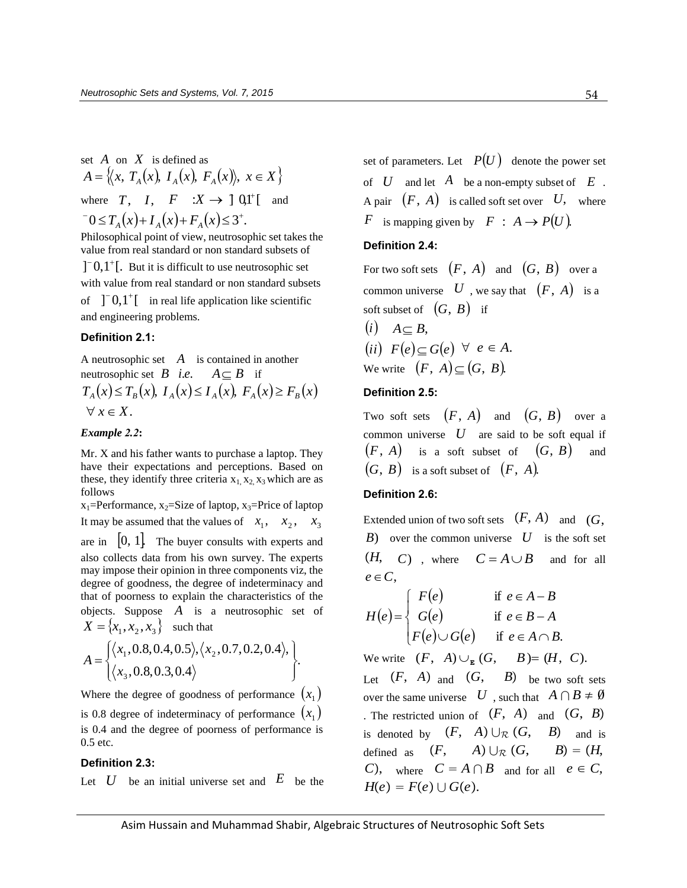set $A$ on $X$ is defined as
$A = \{\langle x,\ T_A(x),\ I_A(x),\ F_A(x)\rangle,\ x \in X\}$
where $T,\ \ I,\ \ F\ \ :X \to\ ]^-0,1^+[$ and
$^-0 \leq T_A(x) + I_A(x) + F_A(x) \leq 3^+.$

Philosophical point of view, neutrosophic set takes the value from real standard or non standard subsets of $]^-0,1^+[$. But it is difficult to use neutrosophic set with value from real standard or non standard subsets of $]^-0,1^+[$ in real life application like scientific and engineering problems.

**Definition 2.1:**

A neutrosophic set $A$ is contained in another neutrosophic set $B$ *i.e.* $A \subseteq B$ if
$T_A(x) \leq T_B(x),\ I_A(x) \leq I_A(x),\ F_A(x) \geq F_B(x)$
$\forall\ x \in X.$

***Example 2.2*:**

Mr. X and his father wants to purchase a laptop. They have their expectations and perceptions. Based on these, they identify three criteria $x_1, x_2, x_3$ which are as follows

$x_1$=Performance, $x_2$=Size of laptop, $x_3$=Price of laptop

It may be assumed that the values of $x_1,\ \ x_2,\ \ x_3$ are in $[0,\ 1]$. The buyer consults with experts and also collects data from his own survey. The experts may impose their opinion in three components viz, the degree of goodness, the degree of indeterminacy and that of poorness to explain the characteristics of the objects. Suppose $A$ is a neutrosophic set of $X = \{x_1, x_2, x_3\}$ such that

$$A = \left\{\begin{matrix}\langle x_1, 0.8, 0.4, 0.5\rangle, \langle x_2, 0.7, 0.2, 0.4\rangle, \\ \langle x_3, 0.8, 0.3, 0.4\rangle\end{matrix}\right\}.$$

Where the degree of goodness of performance $(x_1)$ is 0.8 degree of indeterminacy of performance $(x_1)$ is 0.4 and the degree of poorness of performance is 0.5 etc.

**Definition 2.3:**

Let $U$ be an initial universe set and $E$ be the set of parameters. Let $P(U)$ denote the power set of $U$ and let $A$ be a non-empty subset of $E$. A pair $(F,\ A)$ is called soft set over $U,$ where $F$ is mapping given by $F\ :\ A \to P(U).$

**Definition 2.4:**

For two soft sets $(F,\ A)$ and $(G,\ B)$ over a common universe $U$, we say that $(F,\ A)$ is a soft subset of $(G,\ B)$ if

$(i)\ \ A \subseteq B,$

$(ii)\ \ F(e) \subseteq G(e)\ \ \forall\ \ e \in A.$

We write $(F,\ A) \subseteq (G,\ B).$

**Definition 2.5:**

Two soft sets $(F,\ A)$ and $(G,\ B)$ over a common universe $U$ are said to be soft equal if $(F,\ A)$ is a soft subset of $(G,\ B)$ and $(G,\ B)$ is a soft subset of $(F,\ A).$

**Definition 2.6:**

Extended union of two soft sets $(F,\ A)$ and $(G,\ B)$ over the common universe $U$ is the soft set $(H,\ \ C)$, where $C = A \cup B$ and for all $e \in C,$

$$H(e) = \begin{cases} F(e) & \text{if } e \in A - B \\ G(e) & \text{if } e \in B - A \\ F(e) \cup G(e) & \text{if } e \in A \cap B. \end{cases}$$

We write $(F,\ \ A) \cup_{\mathcal{E}} (G,\ \ \ B) = (H,\ \ C).$

Let $(F,\ \ A)$ and $(G,\ \ \ B)$ be two soft sets over the same universe $U$, such that $A \cap B \neq \emptyset$. The restricted union of $(F,\ \ A)$ and $(G,\ \ B)$ is denoted by $(F,\ \ A) \cup_{\mathcal{R}} (G,\ \ B)$ and is defined as $(F,\ \ A) \cup_{\mathcal{R}} (G,\ \ B) = (H,\ C),$ where $C = A \cap B$ and for all $e \in C,$ $H(e) = F(e) \cup G(e).$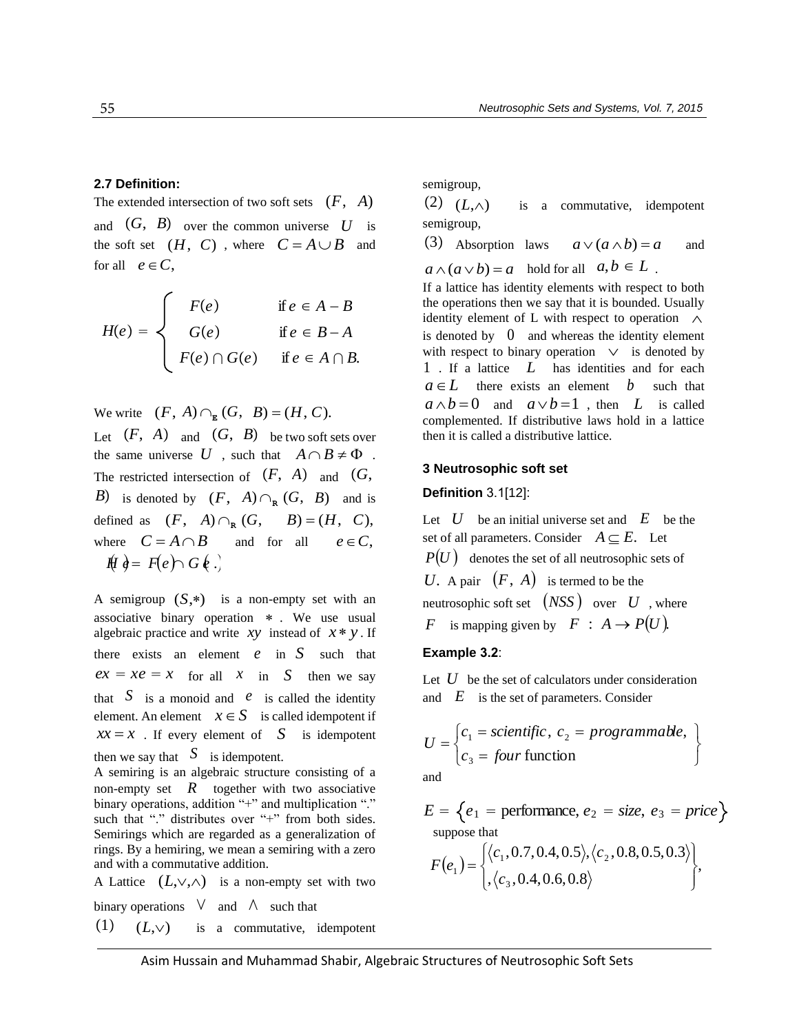**2.7 Definition:**

The extended intersection of two soft sets $(F, A)$ and $(G, B)$ over the common universe $U$ is the soft set $(H, C)$, where $C = A \cup B$ and for all $e \in C$,

$$H(e) = \begin{cases} F(e) & \text{if } e \in A - B \\ G(e) & \text{if } e \in B - A \\ F(e) \cap G(e) & \text{if } e \in A \cap B. \end{cases}$$

We write $(F, A) \cap_{\mathbf{E}} (G, B) = (H, C)$.

Let $(F, A)$ and $(G, B)$ be two soft sets over the same universe $U$, such that $A \cap B \neq \Phi$. The restricted intersection of $(F, A)$ and $(G, B)$ is denoted by $(F, A) \cap_{\mathbf{R}} (G, B)$ and is defined as $(F, A) \cap_{\mathbf{R}} (G, B) = (H, C)$, where $C = A \cap B$ and for all $e \in C$, $H(e) = F(e) \cap G(e)$.

A semigroup $(S, *)$ is a non-empty set with an associative binary operation $*$. We use usual algebraic practice and write $xy$ instead of $x * y$. If there exists an element $e$ in $S$ such that $ex = xe = x$ for all $x$ in $S$ then we say that $S$ is a monoid and $e$ is called the identity element. An element $x \in S$ is called idempotent if $xx = x$. If every element of $S$ is idempotent then we say that $S$ is idempotent.

A semiring is an algebraic structure consisting of a non-empty set $R$ together with two associative binary operations, addition "+" and multiplication "." such that "." distributes over "+" from both sides. Semirings which are regarded as a generalization of rings. By a hemiring, we mean a semiring with a zero and with a commutative addition.

A Lattice $(L, \vee, \wedge)$ is a non-empty set with two binary operations $\vee$ and $\wedge$ such that

(1) $(L, \vee)$ is a commutative, idempotent semigroup,

(2) $(L, \wedge)$ is a commutative, idempotent semigroup,

(3) Absorption laws $a \vee (a \wedge b) = a$ and $a \wedge (a \vee b) = a$ hold for all $a, b \in L$.

If a lattice has identity elements with respect to both the operations then we say that it is bounded. Usually identity element of L with respect to operation $\wedge$ is denoted by $0$ and whereas the identity element with respect to binary operation $\vee$ is denoted by $1$. If a lattice $L$ has identities and for each $a \in L$ there exists an element $b$ such that $a \wedge b = 0$ and $a \vee b = 1$, then $L$ is called complemented. If distributive laws hold in a lattice then it is called a distributive lattice.

## 3 Neutrosophic soft set

**Definition** 3.1[12]:

Let $U$ be an initial universe set and $E$ be the set of all parameters. Consider $A \subseteq E$. Let $P(U)$ denotes the set of all neutrosophic sets of $U$. A pair $(F, A)$ is termed to be the neutrosophic soft set $(NSS)$ over $U$, where $F$ is mapping given by $F : A \to P(U)$.

**Example 3.2**:

Let $U$ be the set of calculators under consideration and $E$ is the set of parameters. Consider

$$U = \begin{Bmatrix} c_1 = scientific,\ c_2 = programmable, \\ c_3 = four \text{ function} \end{Bmatrix}$$

and

$$E = \{e_1 = \text{performance}, e_2 = size, e_3 = price\}$$

suppose that

$$F(e_1) = \begin{Bmatrix} \langle c_1, 0.7, 0.4, 0.5 \rangle, \langle c_2, 0.8, 0.5, 0.3 \rangle \\ , \langle c_3, 0.4, 0.6, 0.8 \rangle \end{Bmatrix},$$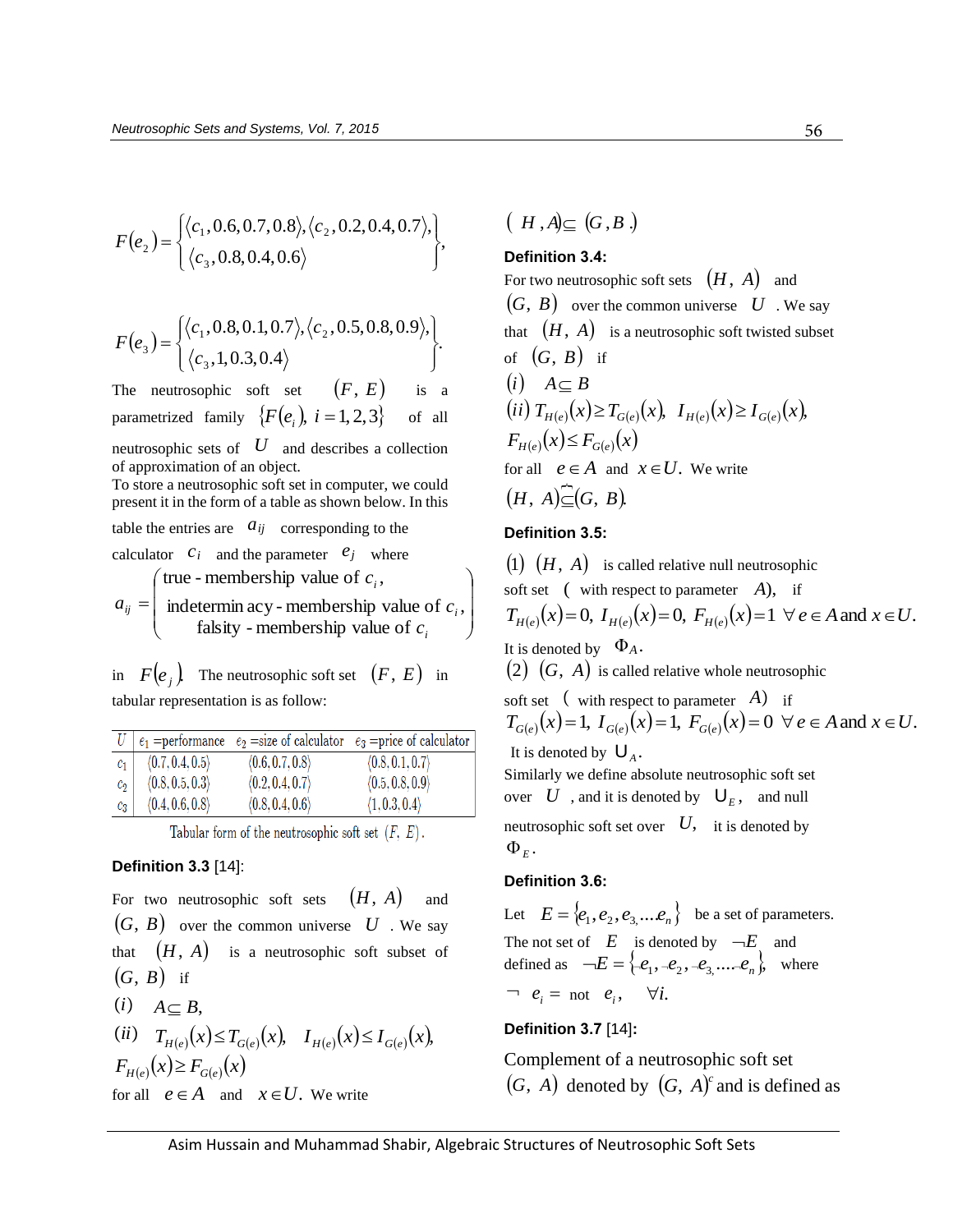$$F(e_2)=\begin{Bmatrix}\langle c_1, 0.6, 0.7, 0.8\rangle, \langle c_2, 0.2, 0.4, 0.7\rangle,\\ \langle c_3, 0.8, 0.4, 0.6\rangle\end{Bmatrix},$$

$$F(e_3)=\begin{Bmatrix}\langle c_1, 0.8, 0.1, 0.7\rangle, \langle c_2, 0.5, 0.8, 0.9\rangle,\\ \langle c_3, 1, 0.3, 0.4\rangle\end{Bmatrix}.$$

The neutrosophic soft set $(F, E)$ is a parametrized family $\{F(e_i),\ i=1,2,3\}$ of all neutrosophic sets of $U$ and describes a collection of approximation of an object.
To store a neutrosophic soft set in computer, we could present it in the form of a table as shown below. In this table the entries are $a_{ij}$ corresponding to the calculator $c_i$ and the parameter $e_j$ where

$$a_{ij}=\begin{pmatrix}\text{true - membership value of } c_i,\\ \text{indeterminacy - membership value of } c_i,\\ \text{falsity - membership value of } c_i\end{pmatrix}$$

in $F(e_j)$. The neutrosophic soft set $(F, E)$ in tabular representation is as follow:

| $U$ | $e_1$ =performance | $e_2$ =size of calculator | $e_3$ =price of calculator |
|---|---|---|---|
| $c_1$ | $\langle 0.7, 0.4, 0.5\rangle$ | $\langle 0.6, 0.7, 0.8\rangle$ | $\langle 0.8, 0.1, 0.7\rangle$ |
| $c_2$ | $\langle 0.8, 0.5, 0.3\rangle$ | $\langle 0.2, 0.4, 0.7\rangle$ | $\langle 0.5, 0.8, 0.9\rangle$ |
| $c_3$ | $\langle 0.4, 0.6, 0.8\rangle$ | $\langle 0.8, 0.4, 0.6\rangle$ | $\langle 1, 0.3, 0.4\rangle$ |

Tabular form of the neutrosophic soft set $(F, E)$.

**Definition 3.3** [14]:

For two neutrosophic soft sets $(H, A)$ and $(G, B)$ over the common universe $U$. We say that $(H, A)$ is a neutrosophic soft subset of $(G, B)$ if

$(i)$ $A \subseteq B,$

$(ii)$ $T_{H(e)}(x) \leq T_{G(e)}(x),\ \ I_{H(e)}(x) \leq I_{G(e)}(x),$
$F_{H(e)}(x) \geq F_{G(e)}(x)$

for all $e \in A$ and $x \in U.$ We write

$(H, A) \subseteq (G, B).$

**Definition 3.4:**

For two neutrosophic soft sets $(H, A)$ and $(G, B)$ over the common universe $U$. We say that $(H, A)$ is a neutrosophic soft twisted subset of $(G, B)$ if

$(i)$ $A \subseteq B$

$(ii)$ $T_{H(e)}(x) \geq T_{G(e)}(x),\ \ I_{H(e)}(x) \geq I_{G(e)}(x),$
$F_{H(e)}(x) \leq F_{G(e)}(x)$

for all $e \in A$ and $x \in U.$ We write

$(H, A) \widetilde{\subseteq} (G, B).$

**Definition 3.5:**

$(1)$ $(H, A)$ is called relative null neutrosophic soft set ( with respect to parameter $A$), if
$T_{H(e)}(x)=0,\ I_{H(e)}(x)=0,\ F_{H(e)}(x)=1\ \ \forall\, e \in A$ and $x \in U.$

It is denoted by $\Phi_A.$

$(2)$ $(G, A)$ is called relative whole neutrosophic soft set ( with respect to parameter $A$) if
$T_{G(e)}(x)=1,\ I_{G(e)}(x)=1,\ F_{G(e)}(x)=0\ \ \forall\, e \in A$ and $x \in U.$

It is denoted by $\cup_A.$

Similarly we define absolute neutrosophic soft set over $U$, and it is denoted by $\cup_E$, and null neutrosophic soft set over $U$, it is denoted by $\Phi_E$.

**Definition 3.6:**

Let $E=\{e_1, e_2, e_3, \ldots e_n\}$ be a set of parameters. The not set of $E$ is denoted by $\neg E$ and defined as $\neg E=\{\neg e_1, \neg e_2, \neg e_3, \ldots \neg e_n\},$ where $\neg\ e_i =$ not $e_i,\ \ \ \forall i.$

**Definition 3.7** [14]:

Complement of a neutrosophic soft set $(G, A)$ denoted by $(G, A)^c$ and is defined as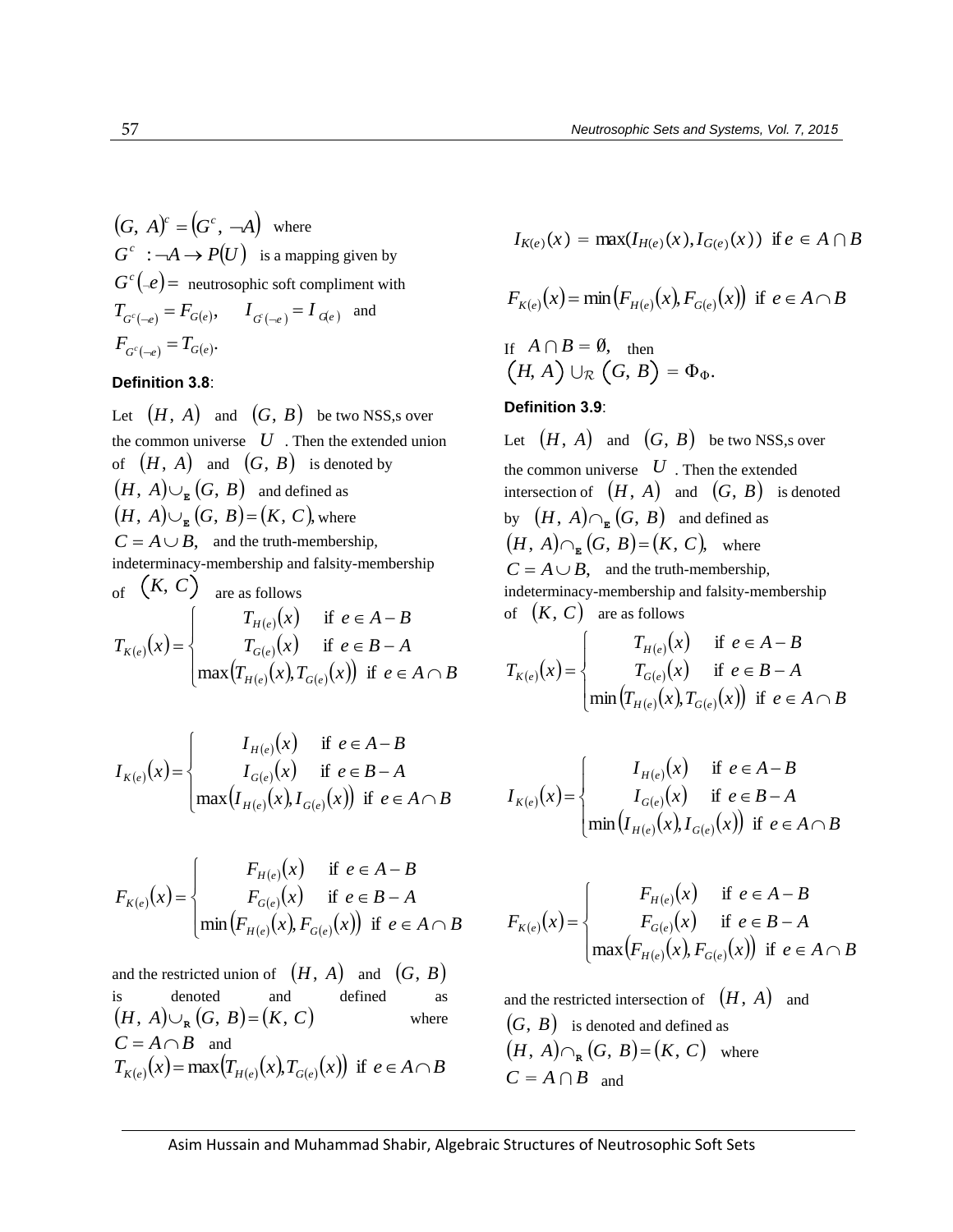$(G, A)^c = (G^c, \neg A)$ where
$G^c : \neg A \to P(U)$ is a mapping given by
$G^c(\neg e) =$ neutrosophic soft compliment with
$T_{G^c(\neg e)} = F_{G(e)}$, $I_{G^c(\neg e)} = I_{G(e)}$ and
$F_{G^c(\neg e)} = T_{G(e)}$.

**Definition 3.8**:

Let $(H, A)$ and $(G, B)$ be two NSS,s over the common universe $U$. Then the extended union of $(H, A)$ and $(G, B)$ is denoted by $(H, A) \cup_{\mathrm{E}} (G, B)$ and defined as $(H, A) \cup_{\mathrm{E}} (G, B) = (K, C)$, where $C = A \cup B$, and the truth-membership, indeterminacy-membership and falsity-membership of $(K, C)$ are as follows

$$T_{K(e)}(x) = \begin{cases} T_{H(e)}(x) & \text{if } e \in A - B \\ T_{G(e)}(x) & \text{if } e \in B - A \\ \max\left(T_{H(e)}(x), T_{G(e)}(x)\right) & \text{if } e \in A \cap B \end{cases}$$

$$I_{K(e)}(x) = \begin{cases} I_{H(e)}(x) & \text{if } e \in A - B \\ I_{G(e)}(x) & \text{if } e \in B - A \\ \max\left(I_{H(e)}(x), I_{G(e)}(x)\right) & \text{if } e \in A \cap B \end{cases}$$

$$F_{K(e)}(x) = \begin{cases} F_{H(e)}(x) & \text{if } e \in A - B \\ F_{G(e)}(x) & \text{if } e \in B - A \\ \min\left(F_{H(e)}(x), F_{G(e)}(x)\right) & \text{if } e \in A \cap B \end{cases}$$

and the restricted union of $(H, A)$ and $(G, B)$ is denoted and defined as $(H, A) \cup_{\mathrm{R}} (G, B) = (K, C)$ where $C = A \cap B$ and

$$T_{K(e)}(x) = \max\left(T_{H(e)}(x), T_{G(e)}(x)\right) \text{ if } e \in A \cap B$$

$$I_{K(e)}(x) = \max(I_{H(e)}(x), I_{G(e)}(x)) \text{ if } e \in A \cap B$$

$$F_{K(e)}(x) = \min\left(F_{H(e)}(x), F_{G(e)}(x)\right) \text{ if } e \in A \cap B$$

If $A \cap B = \emptyset$, then $(H, A) \cup_{\mathcal{R}} (G, B) = \Phi_{\Phi}$.

**Definition 3.9**:

Let $(H, A)$ and $(G, B)$ be two NSS,s over the common universe $U$. Then the extended intersection of $(H, A)$ and $(G, B)$ is denoted by $(H, A) \cap_{\mathrm{E}} (G, B)$ and defined as $(H, A) \cap_{\mathrm{E}} (G, B) = (K, C)$, where $C = A \cup B$, and the truth-membership, indeterminacy-membership and falsity-membership of $(K, C)$ are as follows

$$T_{K(e)}(x) = \begin{cases} T_{H(e)}(x) & \text{if } e \in A - B \\ T_{G(e)}(x) & \text{if } e \in B - A \\ \min\left(T_{H(e)}(x), T_{G(e)}(x)\right) & \text{if } e \in A \cap B \end{cases}$$

$$I_{K(e)}(x) = \begin{cases} I_{H(e)}(x) & \text{if } e \in A - B \\ I_{G(e)}(x) & \text{if } e \in B - A \\ \min\left(I_{H(e)}(x), I_{G(e)}(x)\right) & \text{if } e \in A \cap B \end{cases}$$

$$F_{K(e)}(x) = \begin{cases} F_{H(e)}(x) & \text{if } e \in A - B \\ F_{G(e)}(x) & \text{if } e \in B - A \\ \max\left(F_{H(e)}(x), F_{G(e)}(x)\right) & \text{if } e \in A \cap B \end{cases}$$

and the restricted intersection of $(H, A)$ and $(G, B)$ is denoted and defined as $(H, A) \cap_{\mathrm{R}} (G, B) = (K, C)$ where $C = A \cap B$ and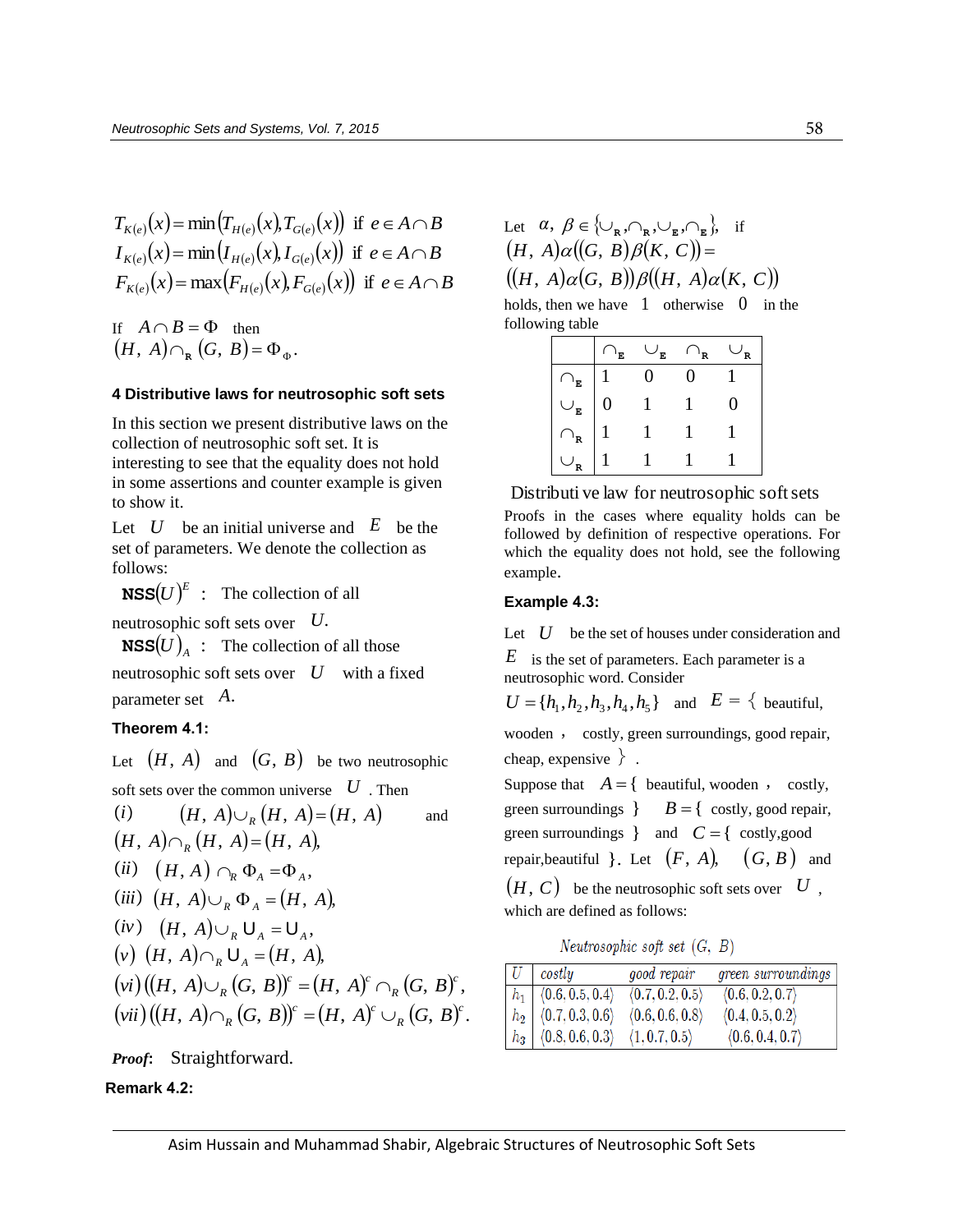$$T_{K(e)}(x) = \min\left(T_{H(e)}(x), T_{G(e)}(x)\right) \text{ if } e \in A \cap B$$
$$I_{K(e)}(x) = \min\left(I_{H(e)}(x), I_{G(e)}(x)\right) \text{ if } e \in A \cap B$$
$$F_{K(e)}(x) = \max\left(F_{H(e)}(x), F_{G(e)}(x)\right) \text{ if } e \in A \cap B$$

If $A \cap B = \Phi$ then $(H, A) \cap_{\mathbf{R}} (G, B) = \Phi_{\Phi}$.

## 4 Distributive laws for neutrosophic soft sets

In this section we present distributive laws on the collection of neutrosophic soft set. It is interesting to see that the equality does not hold in some assertions and counter example is given to show it.

Let $U$ be an initial universe and $E$ be the set of parameters. We denote the collection as follows:

$\mathbf{NSS}(U)^E$ : The collection of all neutrosophic soft sets over $U$.

$\mathbf{NSS}(U)_A$ : The collection of all those neutrosophic soft sets over $U$ with a fixed parameter set $A$.

### Theorem 4.1:

Let $(H, A)$ and $(G, B)$ be two neutrosophic soft sets over the common universe $U$. Then

$(i)$ $(H, A) \cup_R (H, A) = (H, A)$ and $(H, A) \cap_R (H, A) = (H, A)$,

$(ii)$ $(H, A) \cap_R \Phi_A = \Phi_A$,

$(iii)$ $(H, A) \cup_R \Phi_A = (H, A)$,

$(iv)$ $(H, A) \cup_R \mathsf{U}_A = \mathsf{U}_A$,

$(v)$ $(H, A) \cap_R \mathsf{U}_A = (H, A)$,

$(vi)$ $((H, A) \cup_R (G, B))^c = (H, A)^c \cap_R (G, B)^c$,

$(vii)$ $((H, A) \cap_R (G, B))^c = (H, A)^c \cup_R (G, B)^c$.

***Proof*:** Straightforward.

**Remark 4.2:**

Let $\alpha, \beta \in \{\cup_{\mathbf{R}}, \cap_{\mathbf{R}}, \cup_{\mathbf{E}}, \cap_{\mathbf{E}}\}$, if $(H, A)\alpha((G, B)\beta(K, C)) = ((H, A)\alpha(G, B))\beta((H, A)\alpha(K, C))$ holds, then we have $1$ otherwise $0$ in the following table

| | $\cap_{\mathbf{E}}$ | $\cup_{\mathbf{E}}$ | $\cap_{\mathbf{R}}$ | $\cup_{\mathbf{R}}$ |
|---|---|---|---|---|
| $\cap_{\mathbf{E}}$ | 1 | 0 | 0 | 1 |
| $\cup_{\mathbf{E}}$ | 0 | 1 | 1 | 0 |
| $\cap_{\mathbf{R}}$ | 1 | 1 | 1 | 1 |
| $\cup_{\mathbf{R}}$ | 1 | 1 | 1 | 1 |

Distributive law for neutrosophic soft sets

Proofs in the cases where equality holds can be followed by definition of respective operations. For which the equality does not hold, see the following example.

**Example 4.3:**

Let $U$ be the set of houses under consideration and $E$ is the set of parameters. Each parameter is a neutrosophic word. Consider $U = \{h_1, h_2, h_3, h_4, h_5\}$ and $E = \{$ beautiful, wooden , costly, green surroundings, good repair, cheap, expensive $\}$.

Suppose that $A = \{$ beautiful, wooden , costly, green surroundings $\}$ $B = \{$ costly, good repair, green surroundings $\}$ and $C = \{$ costly,good repair,beautiful $\}$. Let $(F, A)$, $(G, B)$ and $(H, C)$ be the neutrosophic soft sets over $U$, which are defined as follows:

*Neutrosophic soft set* $(G, B)$

| $U$ | *costly* | *good repair* | *green surroundings* |
|---|---|---|---|
| $h_1$ | $\langle 0.6, 0.5, 0.4\rangle$ | $\langle 0.7, 0.2, 0.5\rangle$ | $\langle 0.6, 0.2, 0.7\rangle$ |
| $h_2$ | $\langle 0.7, 0.3, 0.6\rangle$ | $\langle 0.6, 0.6, 0.8\rangle$ | $\langle 0.4, 0.5, 0.2\rangle$ |
| $h_3$ | $\langle 0.8, 0.6, 0.3\rangle$ | $\langle 1, 0.7, 0.5\rangle$ | $\langle 0.6, 0.4, 0.7\rangle$ |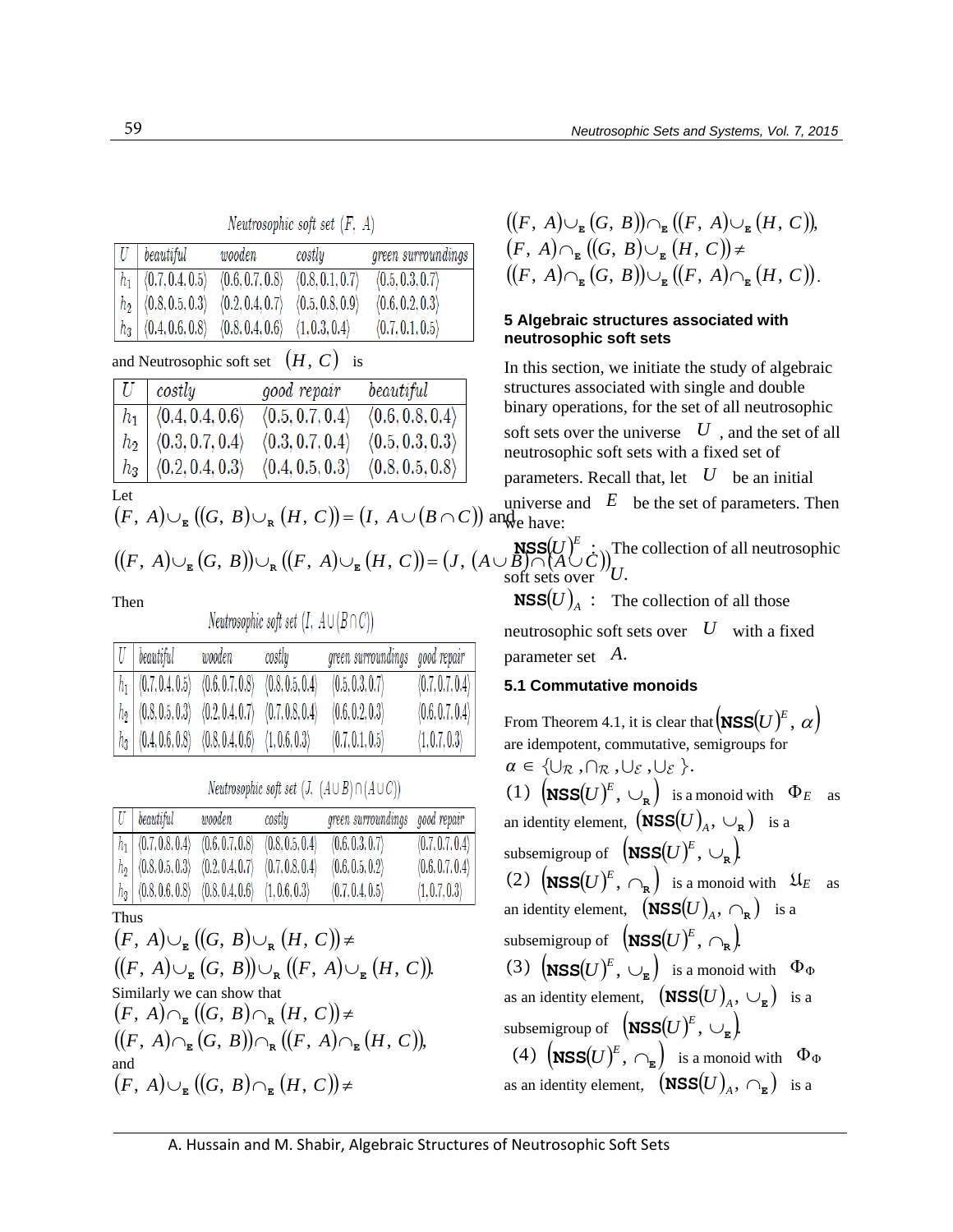Neutrosophic soft set $(F, A)$

| $U$ | beautiful | wooden | costly | green surroundings |
|---|---|---|---|---|
| $h_1$ | $\langle 0.7, 0.4, 0.5\rangle$ | $\langle 0.6, 0.7, 0.8\rangle$ | $\langle 0.8, 0.1, 0.7\rangle$ | $\langle 0.5, 0.3, 0.7\rangle$ |
| $h_2$ | $\langle 0.8, 0.5, 0.3\rangle$ | $\langle 0.2, 0.4, 0.7\rangle$ | $\langle 0.5, 0.8, 0.9\rangle$ | $\langle 0.6, 0.2, 0.3\rangle$ |
| $h_3$ | $\langle 0.4, 0.6, 0.8\rangle$ | $\langle 0.8, 0.4, 0.6\rangle$ | $\langle 1, 0.3, 0.4\rangle$ | $\langle 0.7, 0.1, 0.5\rangle$ |

and Neutrosophic soft set $(H, C)$ is

| $U$ | costly | good repair | beautiful |
|---|---|---|---|
| $h_1$ | $\langle 0.4, 0.4, 0.6\rangle$ | $\langle 0.5, 0.7, 0.4\rangle$ | $\langle 0.6, 0.8, 0.4\rangle$ |
| $h_2$ | $\langle 0.3, 0.7, 0.4\rangle$ | $\langle 0.3, 0.7, 0.4\rangle$ | $\langle 0.5, 0.3, 0.3\rangle$ |
| $h_3$ | $\langle 0.2, 0.4, 0.3\rangle$ | $\langle 0.4, 0.5, 0.3\rangle$ | $\langle 0.8, 0.5, 0.8\rangle$ |

Let

$$(F, A)\cup_{\mathtt{E}}((G, B)\cup_{\mathtt{R}}(H, C)) = (I, A\cup(B\cap C))$$ and

$$((F, A)\cup_{\mathtt{E}}(G, B))\cup_{\mathtt{R}}((F, A)\cup_{\mathtt{E}}(H, C)) = (J, (A\cup B)\cap(A\cup C))$$

Then

Neutrosophic soft set $(I, A\cup(B\cap C))$

| $U$ | beautiful | wooden | costly | green surroundings | good repair |
|---|---|---|---|---|---|
| $h_1$ | $\langle 0.7, 0.4, 0.5\rangle$ | $\langle 0.6, 0.7, 0.8\rangle$ | $\langle 0.8, 0.5, 0.4\rangle$ | $\langle 0.5, 0.3, 0.7\rangle$ | $\langle 0.7, 0.7, 0.4\rangle$ |
| $h_2$ | $\langle 0.8, 0.5, 0.3\rangle$ | $\langle 0.2, 0.4, 0.7\rangle$ | $\langle 0.7, 0.8, 0.4\rangle$ | $\langle 0.6, 0.2, 0.3\rangle$ | $\langle 0.6, 0.7, 0.4\rangle$ |
| $h_3$ | $\langle 0.4, 0.6, 0.8\rangle$ | $\langle 0.8, 0.4, 0.6\rangle$ | $\langle 1, 0.6, 0.3\rangle$ | $\langle 0.7, 0.1, 0.5\rangle$ | $\langle 1, 0.7, 0.3\rangle$ |

Neutrosophic soft set $(J, (A\cup B)\cap(A\cup C))$

| $U$ | beautiful | wooden | costly | green surroundings | good repair |
|---|---|---|---|---|---|
| $h_1$ | $\langle 0.7, 0.8, 0.4\rangle$ | $\langle 0.6, 0.7, 0.8\rangle$ | $\langle 0.8, 0.5, 0.4\rangle$ | $\langle 0.6, 0.3, 0.7\rangle$ | $\langle 0.7, 0.7, 0.4\rangle$ |
| $h_2$ | $\langle 0.8, 0.5, 0.3\rangle$ | $\langle 0.2, 0.4, 0.7\rangle$ | $\langle 0.7, 0.8, 0.4\rangle$ | $\langle 0.6, 0.5, 0.2\rangle$ | $\langle 0.6, 0.7, 0.4\rangle$ |
| $h_3$ | $\langle 0.8, 0.6, 0.8\rangle$ | $\langle 0.8, 0.4, 0.6\rangle$ | $\langle 1, 0.6, 0.3\rangle$ | $\langle 0.7, 0.4, 0.5\rangle$ | $\langle 1, 0.7, 0.3\rangle$ |

Thus

$$(F, A)\cup_{\mathtt{E}}((G, B)\cup_{\mathtt{R}}(H, C)) \neq$$
$$((F, A)\cup_{\mathtt{E}}(G, B))\cup_{\mathtt{R}}((F, A)\cup_{\mathtt{E}}(H, C)).$$

Similarly we can show that

$$(F, A)\cap_{\mathtt{E}}((G, B)\cap_{\mathtt{R}}(H, C)) \neq$$
$$((F, A)\cap_{\mathtt{E}}(G, B))\cap_{\mathtt{R}}((F, A)\cap_{\mathtt{E}}(H, C)),$$

and

$$(F, A)\cup_{\mathtt{E}}((G, B)\cap_{\mathtt{E}}(H, C)) \neq$$
$$((F, A)\cup_{\mathtt{E}}(G, B))\cap_{\mathtt{E}}((F, A)\cup_{\mathtt{E}}(H, C)),$$
$$(F, A)\cap_{\mathtt{E}}((G, B)\cup_{\mathtt{E}}(H, C)) \neq$$
$$((F, A)\cap_{\mathtt{E}}(G, B))\cup_{\mathtt{E}}((F, A)\cap_{\mathtt{E}}(H, C)).$$

## 5 Algebraic structures associated with neutrosophic soft sets

In this section, we initiate the study of algebraic structures associated with single and double binary operations, for the set of all neutrosophic soft sets over the universe $U$, and the set of all neutrosophic soft sets with a fixed set of parameters. Recall that, let $U$ be an initial universe and $E$ be the set of parameters. Then we have:

$\mathbf{NSS}(U)^E$ : The collection of all neutrosophic soft sets over $U$.

$\mathbf{NSS}(U)_A$ : The collection of all those neutrosophic soft sets over $U$ with a fixed parameter set $A$.

### 5.1 Commutative monoids

From Theorem 4.1, it is clear that $(\mathbf{NSS}(U)^E, \alpha)$ are idempotent, commutative, semigroups for $\alpha \in \{\cup_{\mathcal{R}}, \cap_{\mathcal{R}}, \cup_{\mathcal{E}}, \cup_{\mathcal{E}}\}$.

(1) $(\mathbf{NSS}(U)^E, \cup_{\mathtt{R}})$ is a monoid with $\Phi_E$ as an identity element, $(\mathbf{NSS}(U)_A, \cup_{\mathtt{R}})$ is a subsemigroup of $(\mathbf{NSS}(U)^E, \cup_{\mathtt{R}})$.

(2) $(\mathbf{NSS}(U)^E, \cap_{\mathtt{R}})$ is a monoid with $\mathfrak{U}_E$ as an identity element, $(\mathbf{NSS}(U)_A, \cap_{\mathtt{R}})$ is a subsemigroup of $(\mathbf{NSS}(U)^E, \cap_{\mathtt{R}})$.

(3) $(\mathbf{NSS}(U)^E, \cup_{\mathtt{E}})$ is a monoid with $\Phi_\Phi$ as an identity element, $(\mathbf{NSS}(U)_A, \cup_{\mathtt{E}})$ is a subsemigroup of $(\mathbf{NSS}(U)^E, \cup_{\mathtt{E}})$.

(4) $(\mathbf{NSS}(U)^E, \cap_{\mathtt{E}})$ is a monoid with $\Phi_\Phi$ as an identity element, $(\mathbf{NSS}(U)_A, \cap_{\mathtt{E}})$ is a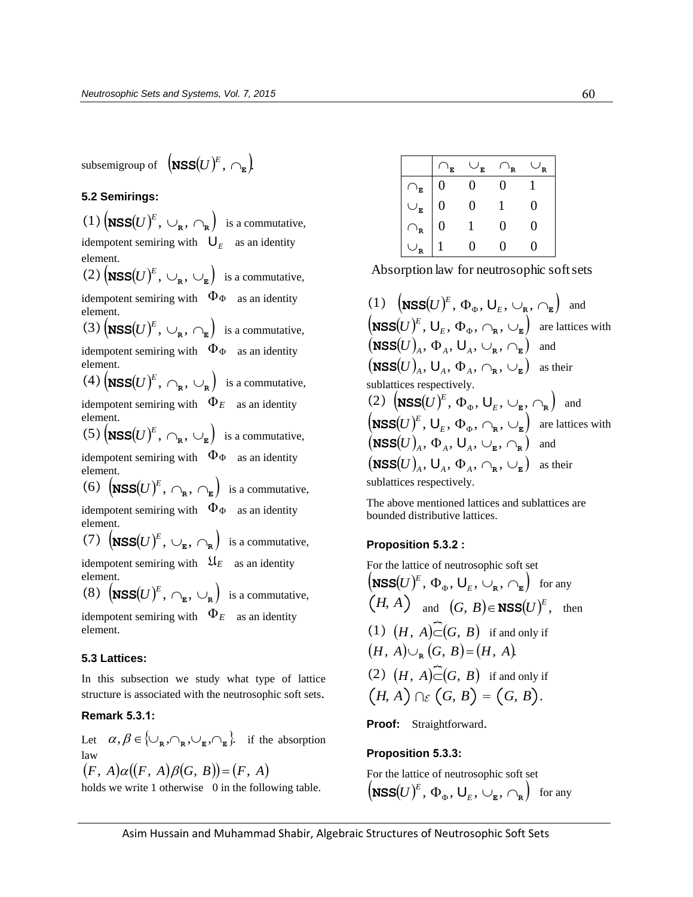subsemigroup of $\left(\mathbf{NSS}(U)^E, \cap_{\mathbf{E}}\right)$.

### 5.2 Semirings:

(1) $\left(\mathbf{NSS}(U)^E, \cup_{\mathbf{R}}, \cap_{\mathbf{R}}\right)$ is a commutative, idempotent semiring with $\mathsf{U}_E$ as an identity element.

(2) $\left(\mathbf{NSS}(U)^E, \cup_{\mathbf{R}}, \cup_{\mathbf{E}}\right)$ is a commutative, idempotent semiring with $\Phi_\Phi$ as an identity element.

(3) $\left(\mathbf{NSS}(U)^E, \cup_{\mathbf{R}}, \cap_{\mathbf{E}}\right)$ is a commutative, idempotent semiring with $\Phi_\Phi$ as an identity element.

(4) $\left(\mathbf{NSS}(U)^E, \cap_{\mathbf{R}}, \cup_{\mathbf{R}}\right)$ is a commutative, idempotent semiring with $\Phi_E$ as an identity element.

(5) $\left(\mathbf{NSS}(U)^E, \cap_{\mathbf{R}}, \cup_{\mathbf{E}}\right)$ is a commutative, idempotent semiring with $\Phi_\Phi$ as an identity element.

(6) $\left(\mathbf{NSS}(U)^E, \cap_{\mathbf{R}}, \cap_{\mathbf{E}}\right)$ is a commutative, idempotent semiring with $\Phi_\Phi$ as an identity element.

(7) $\left(\mathbf{NSS}(U)^E, \cup_{\mathbf{E}}, \cap_{\mathbf{R}}\right)$ is a commutative, idempotent semiring with $\mathfrak{U}_E$ as an identity element.

(8) $\left(\mathbf{NSS}(U)^E, \cap_{\mathbf{E}}, \cup_{\mathbf{R}}\right)$ is a commutative, idempotent semiring with $\Phi_E$ as an identity element.

### 5.3 Lattices:

In this subsection we study what type of lattice structure is associated with the neutrosophic soft sets.

**Remark 5.3.1:**

Let $\alpha, \beta \in \{\cup_{\mathbf{R}}, \cap_{\mathbf{R}}, \cup_{\mathbf{E}}, \cap_{\mathbf{E}}\}$. if the absorption law

$(F, A)\alpha((F, A)\beta(G, B)) = (F, A)$

holds we write 1 otherwise 0 in the following table.

| | $\cap_{\mathbf{E}}$ | $\cup_{\mathbf{E}}$ | $\cap_{\mathbf{R}}$ | $\cup_{\mathbf{R}}$ |
|---|---|---|---|---|
| $\cap_{\mathbf{E}}$ | 0 | 0 | 0 | 1 |
| $\cup_{\mathbf{E}}$ | 0 | 0 | 1 | 0 |
| $\cap_{\mathbf{R}}$ | 0 | 1 | 0 | 0 |
| $\cup_{\mathbf{R}}$ | 1 | 0 | 0 | 0 |

Absorption law for neutrosophic soft sets

(1) $\left(\mathbf{NSS}(U)^E, \Phi_\Phi, \mathsf{U}_E, \cup_{\mathbf{R}}, \cap_{\mathbf{E}}\right)$ and $\left(\mathbf{NSS}(U)^E, \mathsf{U}_E, \Phi_\Phi, \cap_{\mathbf{R}}, \cup_{\mathbf{E}}\right)$ are lattices with $\left(\mathbf{NSS}(U)_A, \Phi_A, \mathsf{U}_A, \cup_{\mathbf{R}}, \cap_{\mathbf{E}}\right)$ and $\left(\mathbf{NSS}(U)_A, \mathsf{U}_A, \Phi_A, \cap_{\mathbf{R}}, \cup_{\mathbf{E}}\right)$ as their sublattices respectively.

(2) $\left(\mathbf{NSS}(U)^E, \Phi_\Phi, \mathsf{U}_E, \cup_{\mathbf{E}}, \cap_{\mathbf{R}}\right)$ and $\left(\mathbf{NSS}(U)^E, \mathsf{U}_E, \Phi_\Phi, \cap_{\mathbf{R}}, \cup_{\mathbf{E}}\right)$ are lattices with $\left(\mathbf{NSS}(U)_A, \Phi_A, \mathsf{U}_A, \cup_{\mathbf{E}}, \cap_{\mathbf{R}}\right)$ and $\left(\mathbf{NSS}(U)_A, \mathsf{U}_A, \Phi_A, \cap_{\mathbf{R}}, \cup_{\mathbf{E}}\right)$ as their sublattices respectively.

The above mentioned lattices and sublattices are bounded distributive lattices.

**Proposition 5.3.2 :**

For the lattice of neutrosophic soft set $\left(\mathbf{NSS}(U)^E, \Phi_\Phi, \mathsf{U}_E, \cup_{\mathbf{R}}, \cap_{\mathbf{E}}\right)$ for any $(H, A)$ and $(G, B) \in \mathbf{NSS}(U)^E$, then

(1) $(H, A) \tilde{\subset} (G, B)$ if and only if $(H, A) \cup_{\mathbf{R}} (G, B) = (H, A)$.

(2) $(H, A) \tilde{\subset} (G, B)$ if and only if $(H, A) \cap_{\mathcal{E}} (G, B) = (G, B)$.

**Proof:** Straightforward.

**Proposition 5.3.3:**

For the lattice of neutrosophic soft set $\left(\mathbf{NSS}(U)^E, \Phi_\Phi, \mathsf{U}_E, \cup_{\mathbf{E}}, \cap_{\mathbf{R}}\right)$ for any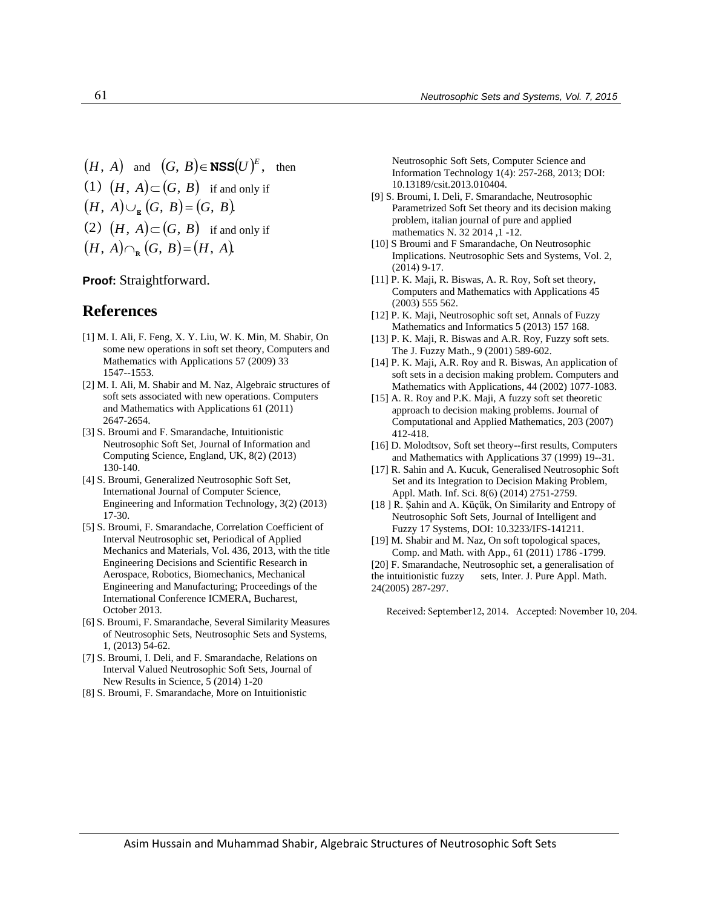$(H,\ A)$ and $(G,\ B) \in \mathbf{NSS}(U)^E$, then

(1) $(H,\ A) \subset (G,\ B)$ if and only if

$(H,\ A) \cup_{\mathbf{E}} (G,\ B) = (G,\ B)$.

(2) $(H,\ A) \subset (G,\ B)$ if and only if

$(H,\ A) \cap_{\mathbf{R}} (G,\ B) = (H,\ A)$.

**Proof:** Straightforward.

## References

[1] M. I. Ali, F. Feng, X. Y. Liu, W. K. Min, M. Shabir, On some new operations in soft set theory, Computers and Mathematics with Applications 57 (2009) 33 1547--1553.

[2] M. I. Ali, M. Shabir and M. Naz, Algebraic structures of soft sets associated with new operations. Computers and Mathematics with Applications 61 (2011) 2647-2654.

[3] S. Broumi and F. Smarandache, Intuitionistic Neutrosophic Soft Set, Journal of Information and Computing Science, England, UK, 8(2) (2013) 130-140.

[4] S. Broumi, Generalized Neutrosophic Soft Set, International Journal of Computer Science, Engineering and Information Technology, 3(2) (2013) 17-30.

[5] S. Broumi, F. Smarandache, Correlation Coefficient of Interval Neutrosophic set, Periodical of Applied Mechanics and Materials, Vol. 436, 2013, with the title Engineering Decisions and Scientific Research in Aerospace, Robotics, Biomechanics, Mechanical Engineering and Manufacturing; Proceedings of the International Conference ICMERA, Bucharest, October 2013.

[6] S. Broumi, F. Smarandache, Several Similarity Measures of Neutrosophic Sets, Neutrosophic Sets and Systems, 1, (2013) 54-62.

[7] S. Broumi, I. Deli, and F. Smarandache, Relations on Interval Valued Neutrosophic Soft Sets, Journal of New Results in Science, 5 (2014) 1-20

[8] S. Broumi, F. Smarandache, More on Intuitionistic Neutrosophic Soft Sets, Computer Science and Information Technology 1(4): 257-268, 2013; DOI: 10.13189/csit.2013.010404.

[9] S. Broumi, I. Deli, F. Smarandache, Neutrosophic Parametrized Soft Set theory and its decision making problem, italian journal of pure and applied mathematics N. 32 2014 ,1 -12.

[10] S Broumi and F Smarandache, On Neutrosophic Implications. Neutrosophic Sets and Systems, Vol. 2, (2014) 9-17.

[11] P. K. Maji, R. Biswas, A. R. Roy, Soft set theory, Computers and Mathematics with Applications 45 (2003) 555 562.

[12] P. K. Maji, Neutrosophic soft set, Annals of Fuzzy Mathematics and Informatics 5 (2013) 157 168.

[13] P. K. Maji, R. Biswas and A.R. Roy, Fuzzy soft sets. The J. Fuzzy Math., 9 (2001) 589-602.

[14] P. K. Maji, A.R. Roy and R. Biswas, An application of soft sets in a decision making problem. Computers and Mathematics with Applications, 44 (2002) 1077-1083.

[15] A. R. Roy and P.K. Maji, A fuzzy soft set theoretic approach to decision making problems. Journal of Computational and Applied Mathematics, 203 (2007) 412-418.

[16] D. Molodtsov, Soft set theory--first results, Computers and Mathematics with Applications 37 (1999) 19--31.

[17] R. Sahin and A. Kucuk, Generalised Neutrosophic Soft Set and its Integration to Decision Making Problem, Appl. Math. Inf. Sci. 8(6) (2014) 2751-2759.

[18 ] R. Şahin and A. Küçük, On Similarity and Entropy of Neutrosophic Soft Sets, Journal of Intelligent and Fuzzy 17 Systems, DOI: 10.3233/IFS-141211.

[19] M. Shabir and M. Naz, On soft topological spaces, Comp. and Math. with App., 61 (2011) 1786 -1799.

[20] F. Smarandache, Neutrosophic set, a generalisation of the intuitionistic fuzzy sets, Inter. J. Pure Appl. Math. 24(2005) 287-297.

Received: September12, 2014. Accepted: November 10, 204.